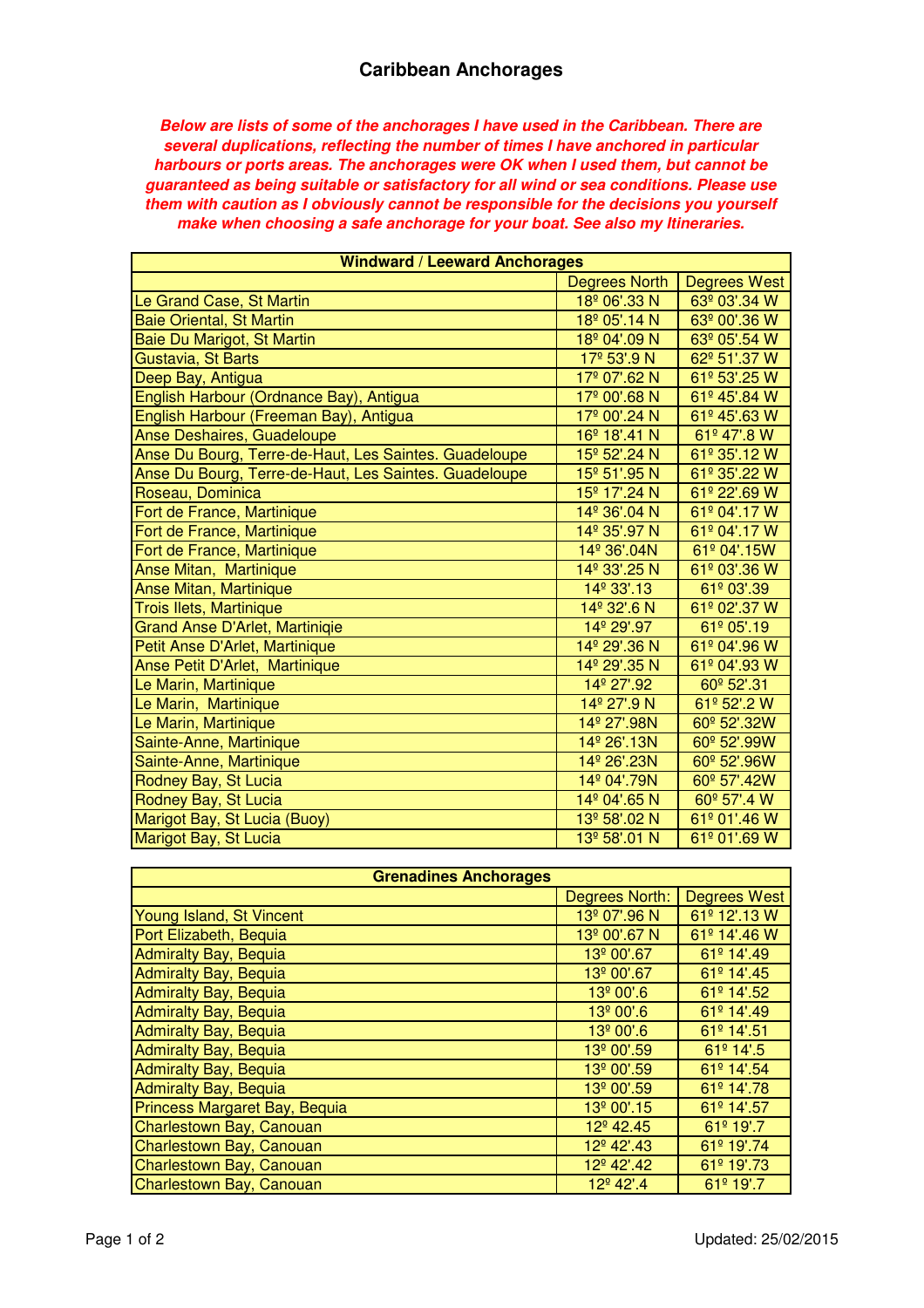# Caribbean Anchorages

***Below are lists of some of the anchorages I have used in the Caribbean. There are several duplications, reflecting the number of times I have anchored in particular harbours or ports areas. The anchorages were OK when I used them, but cannot be guaranteed as being suitable or satisfactory for all wind or sea conditions. Please use them with caution as I obviously cannot be responsible for the decisions you yourself make when choosing a safe anchorage for your boat. See also my Itineraries.***

| Windward / Leeward Anchorages | | |
|---|---|---|
| | Degrees North | Degrees West |
| Le Grand Case, St Martin | 18º 06'.33 N | 63º 03'.34 W |
| Baie Oriental, St Martin | 18º 05'.14 N | 63º 00'.36 W |
| Baie Du Marigot, St Martin | 18º 04'.09 N | 63º 05'.54 W |
| Gustavia, St Barts | 17º 53'.9 N | 62º 51'.37 W |
| Deep Bay, Antigua | 17º 07'.62 N | 61º 53'.25 W |
| English Harbour (Ordnance Bay), Antigua | 17º 00'.68 N | 61º 45'.84 W |
| English Harbour (Freeman Bay), Antigua | 17º 00'.24 N | 61º 45'.63 W |
| Anse Deshaires, Guadeloupe | 16º 18'.41 N | 61º 47'.8 W |
| Anse Du Bourg, Terre-de-Haut, Les Saintes. Guadeloupe | 15º 52'.24 N | 61º 35'.12 W |
| Anse Du Bourg, Terre-de-Haut, Les Saintes. Guadeloupe | 15º 51'.95 N | 61º 35'.22 W |
| Roseau, Dominica | 15º 17'.24 N | 61º 22'.69 W |
| Fort de France, Martinique | 14º 36'.04 N | 61º 04'.17 W |
| Fort de France, Martinique | 14º 35'.97 N | 61º 04'.17 W |
| Fort de France, Martinique | 14º 36'.04N | 61º 04'.15W |
| Anse Mitan, Martinique | 14º 33'.25 N | 61º 03'.36 W |
| Anse Mitan, Martinique | 14º 33'.13 | 61º 03'.39 |
| Trois Ilets, Martinique | 14º 32'.6 N | 61º 02'.37 W |
| Grand Anse D'Arlet, Martiniqie | 14º 29'.97 | 61º 05'.19 |
| Petit Anse D'Arlet, Martinique | 14º 29'.36 N | 61º 04'.96 W |
| Anse Petit D'Arlet, Martinique | 14º 29'.35 N | 61º 04'.93 W |
| Le Marin, Martinique | 14º 27'.92 | 60º 52'.31 |
| Le Marin, Martinique | 14º 27'.9 N | 61º 52'.2 W |
| Le Marin, Martinique | 14º 27'.98N | 60º 52'.32W |
| Sainte-Anne, Martinique | 14º 26'.13N | 60º 52'.99W |
| Sainte-Anne, Martinique | 14º 26'.23N | 60º 52'.96W |
| Rodney Bay, St Lucia | 14º 04'.79N | 60º 57'.42W |
| Rodney Bay, St Lucia | 14º 04'.65 N | 60º 57'.4 W |
| Marigot Bay, St Lucia (Buoy) | 13º 58'.02 N | 61º 01'.46 W |
| Marigot Bay, St Lucia | 13º 58'.01 N | 61º 01'.69 W |

| Grenadines Anchorages | | |
|---|---|---|
| | Degrees North: | Degrees West |
| Young Island, St Vincent | 13º 07'.96 N | 61º 12'.13 W |
| Port Elizabeth, Bequia | 13º 00'.67 N | 61º 14'.46 W |
| Admiralty Bay, Bequia | 13º 00'.67 | 61º 14'.49 |
| Admiralty Bay, Bequia | 13º 00'.67 | 61º 14'.45 |
| Admiralty Bay, Bequia | 13º 00'.6 | 61º 14'.52 |
| Admiralty Bay, Bequia | 13º 00'.6 | 61º 14'.49 |
| Admiralty Bay, Bequia | 13º 00'.6 | 61º 14'.51 |
| Admiralty Bay, Bequia | 13º 00'.59 | 61º 14'.5 |
| Admiralty Bay, Bequia | 13º 00'.59 | 61º 14'.54 |
| Admiralty Bay, Bequia | 13º 00'.59 | 61º 14'.78 |
| Princess Margaret Bay, Bequia | 13º 00'.15 | 61º 14'.57 |
| Charlestown Bay, Canouan | 12º 42.45 | 61º 19'.7 |
| Charlestown Bay, Canouan | 12º 42'.43 | 61º 19'.74 |
| Charlestown Bay, Canouan | 12º 42'.42 | 61º 19'.73 |
| Charlestown Bay, Canouan | 12º 42'.4 | 61º 19'.7 |

Updated: 25/02/2015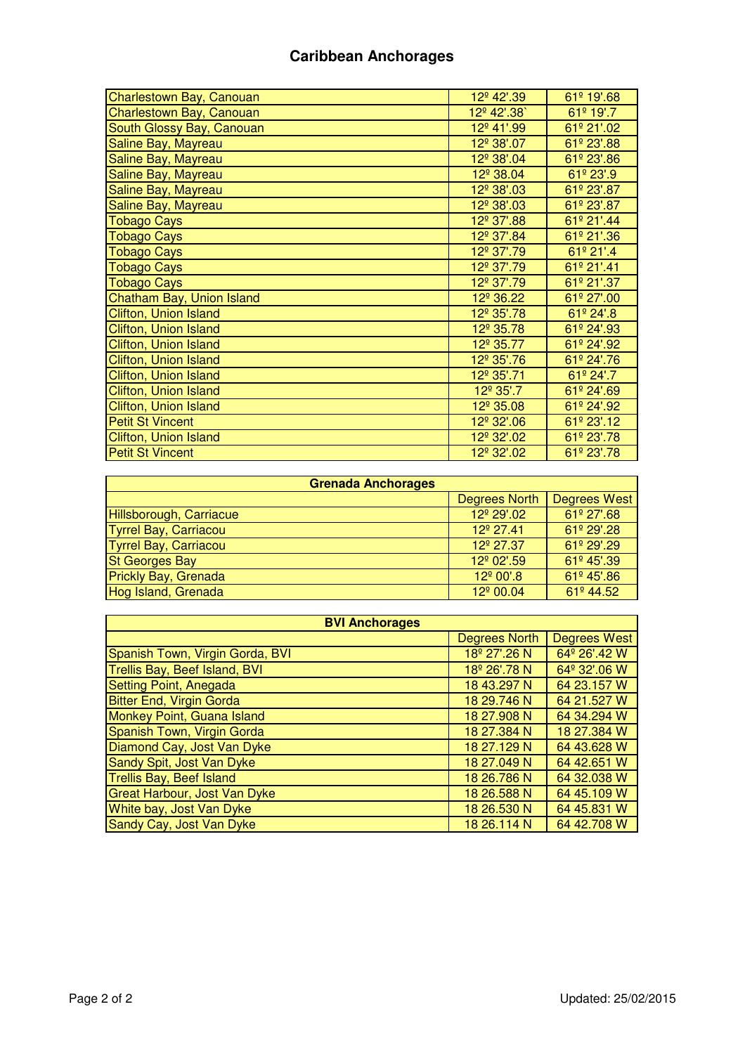# Caribbean Anchorages

| | | |
|---|---|---|
| Charlestown Bay, Canouan | 12º 42'.39 | 61º 19'.68 |
| Charlestown Bay, Canouan | 12º 42'.38` | 61º 19'.7 |
| South Glossy Bay, Canouan | 12º 41'.99 | 61º 21'.02 |
| Saline Bay, Mayreau | 12º 38'.07 | 61º 23'.88 |
| Saline Bay, Mayreau | 12º 38'.04 | 61º 23'.86 |
| Saline Bay, Mayreau | 12º 38.04 | 61º 23'.9 |
| Saline Bay, Mayreau | 12º 38'.03 | 61º 23'.87 |
| Saline Bay, Mayreau | 12º 38'.03 | 61º 23'.87 |
| Tobago Cays | 12º 37'.88 | 61º 21'.44 |
| Tobago Cays | 12º 37'.84 | 61º 21'.36 |
| Tobago Cays | 12º 37'.79 | 61º 21'.4 |
| Tobago Cays | 12º 37'.79 | 61º 21'.41 |
| Tobago Cays | 12º 37'.79 | 61º 21'.37 |
| Chatham Bay, Union Island | 12º 36.22 | 61º 27'.00 |
| Clifton, Union Island | 12º 35'.78 | 61º 24'.8 |
| Clifton, Union Island | 12º 35.78 | 61º 24'.93 |
| Clifton, Union Island | 12º 35.77 | 61º 24'.92 |
| Clifton, Union Island | 12º 35'.76 | 61º 24'.76 |
| Clifton, Union Island | 12º 35'.71 | 61º 24'.7 |
| Clifton, Union Island | 12º 35'.7 | 61º 24'.69 |
| Clifton, Union Island | 12º 35.08 | 61º 24'.92 |
| Petit St Vincent | 12º 32'.06 | 61º 23'.12 |
| Clifton, Union Island | 12º 32'.02 | 61º 23'.78 |
| Petit St Vincent | 12º 32'.02 | 61º 23'.78 |

| Grenada Anchorages | | |
|---|---|---|
| | Degrees North | Degrees West |
| Hillsborough, Carriacue | 12º 29'.02 | 61º 27'.68 |
| Tyrrel Bay, Carriacou | 12º 27.41 | 61º 29'.28 |
| Tyrrel Bay, Carriacou | 12º 27.37 | 61º 29'.29 |
| St Georges Bay | 12º 02'.59 | 61º 45'.39 |
| Prickly Bay, Grenada | 12º 00'.8 | 61º 45'.86 |
| Hog Island, Grenada | 12º 00.04 | 61º 44.52 |

| BVI Anchorages | | |
|---|---|---|
| | Degrees North | Degrees West |
| Spanish Town, Virgin Gorda, BVI | 18º 27'.26 N | 64º 26'.42 W |
| Trellis Bay, Beef Island, BVI | 18º 26'.78 N | 64º 32'.06 W |
| Setting Point, Anegada | 18 43.297 N | 64 23.157 W |
| Bitter End, Virgin Gorda | 18 29.746 N | 64 21.527 W |
| Monkey Point, Guana Island | 18 27.908 N | 64 34.294 W |
| Spanish Town, Virgin Gorda | 18 27.384 N | 18 27.384 W |
| Diamond Cay, Jost Van Dyke | 18 27.129 N | 64 43.628 W |
| Sandy Spit, Jost Van Dyke | 18 27.049 N | 64 42.651 W |
| Trellis Bay, Beef Island | 18 26.786 N | 64 32.038 W |
| Great Harbour, Jost Van Dyke | 18 26.588 N | 64 45.109 W |
| White bay, Jost Van Dyke | 18 26.530 N | 64 45.831 W |
| Sandy Cay, Jost Van Dyke | 18 26.114 N | 64 42.708 W |

Updated: 25/02/2015